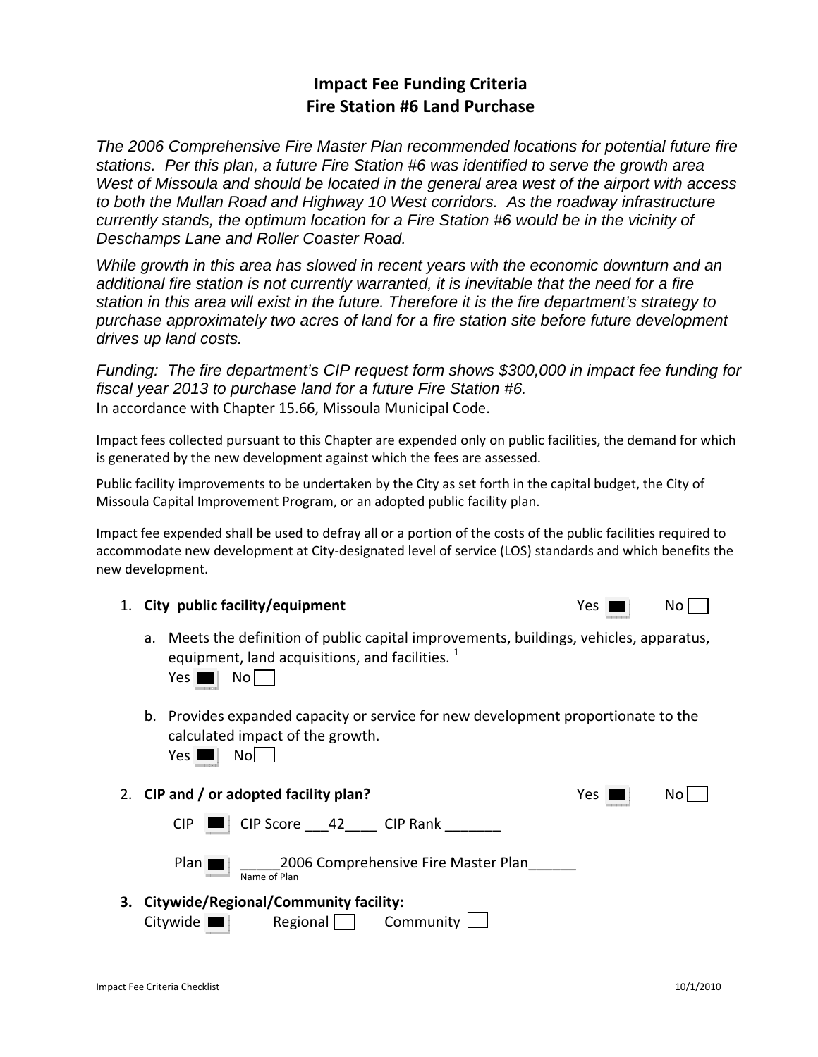# Impact Fee Funding Criteria
## Fire Station #6 Land Purchase

*The 2006 Comprehensive Fire Master Plan recommended locations for potential future fire stations. Per this plan, a future Fire Station #6 was identified to serve the growth area West of Missoula and should be located in the general area west of the airport with access to both the Mullan Road and Highway 10 West corridors. As the roadway infrastructure currently stands, the optimum location for a Fire Station #6 would be in the vicinity of Deschamps Lane and Roller Coaster Road.*

*While growth in this area has slowed in recent years with the economic downturn and an additional fire station is not currently warranted, it is inevitable that the need for a fire station in this area will exist in the future. Therefore it is the fire department's strategy to purchase approximately two acres of land for a fire station site before future development drives up land costs.*

*Funding: The fire department's CIP request form shows $300,000 in impact fee funding for fiscal year 2013 to purchase land for a future Fire Station #6.*

In accordance with Chapter 15.66, Missoula Municipal Code.

Impact fees collected pursuant to this Chapter are expended only on public facilities, the demand for which is generated by the new development against which the fees are assessed.

Public facility improvements to be undertaken by the City as set forth in the capital budget, the City of Missoula Capital Improvement Program, or an adopted public facility plan.

Impact fee expended shall be used to defray all or a portion of the costs of the public facilities required to accommodate new development at City-designated level of service (LOS) standards and which benefits the new development.

1. **City public facility/equipment** Yes ■ No ☐

   a. Meets the definition of public capital improvements, buildings, vehicles, apparatus, equipment, land acquisitions, and facilities. [1]
   Yes ■ No ☐

   b. Provides expanded capacity or service for new development proportionate to the calculated impact of the growth.
   Yes ■ No ☐

2. **CIP and / or adopted facility plan?** Yes ■ No ☐

   CIP ■ CIP Score ___42____ CIP Rank _______

   Plan ■ _____2006 Comprehensive Fire Master Plan______
   Name of Plan

3. **Citywide/Regional/Community facility:**
   Citywide ■ Regional ☐ Community ☐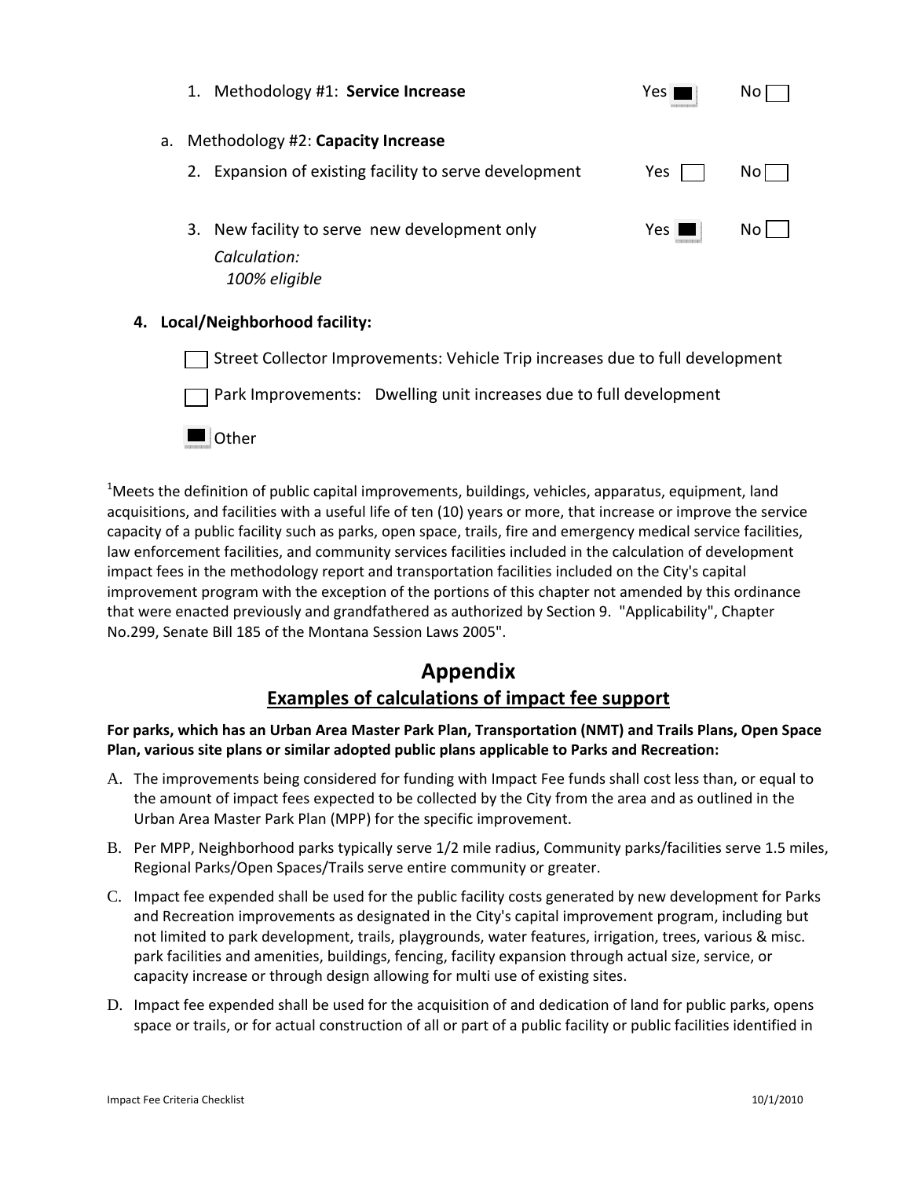1. Methodology #1: **Service Increase** Yes ☒ No ☐

a. Methodology #2: **Capacity Increase**

2. Expansion of existing facility to serve development Yes ☐ No ☐

3. New facility to serve new development only Yes ☒ No ☐

   *Calculation:*
   *100% eligible*

**4. Local/Neighborhood facility:**

☐ Street Collector Improvements: Vehicle Trip increases due to full development

☐ Park Improvements: Dwelling unit increases due to full development

☒ Other

[1]Meets the definition of public capital improvements, buildings, vehicles, apparatus, equipment, land acquisitions, and facilities with a useful life of ten (10) years or more, that increase or improve the service capacity of a public facility such as parks, open space, trails, fire and emergency medical service facilities, law enforcement facilities, and community services facilities included in the calculation of development impact fees in the methodology report and transportation facilities included on the City's capital improvement program with the exception of the portions of this chapter not amended by this ordinance that were enacted previously and grandfathered as authorized by Section 9. "Applicability", Chapter No.299, Senate Bill 185 of the Montana Session Laws 2005".

# Appendix

## Examples of calculations of impact fee support

**For parks, which has an Urban Area Master Park Plan, Transportation (NMT) and Trails Plans, Open Space Plan, various site plans or similar adopted public plans applicable to Parks and Recreation:**

A. The improvements being considered for funding with Impact Fee funds shall cost less than, or equal to the amount of impact fees expected to be collected by the City from the area and as outlined in the Urban Area Master Park Plan (MPP) for the specific improvement.

B. Per MPP, Neighborhood parks typically serve 1/2 mile radius, Community parks/facilities serve 1.5 miles, Regional Parks/Open Spaces/Trails serve entire community or greater.

C. Impact fee expended shall be used for the public facility costs generated by new development for Parks and Recreation improvements as designated in the City's capital improvement program, including but not limited to park development, trails, playgrounds, water features, irrigation, trees, various & misc. park facilities and amenities, buildings, fencing, facility expansion through actual size, service, or capacity increase or through design allowing for multi use of existing sites.

D. Impact fee expended shall be used for the acquisition of and dedication of land for public parks, opens space or trails, or for actual construction of all or part of a public facility or public facilities identified in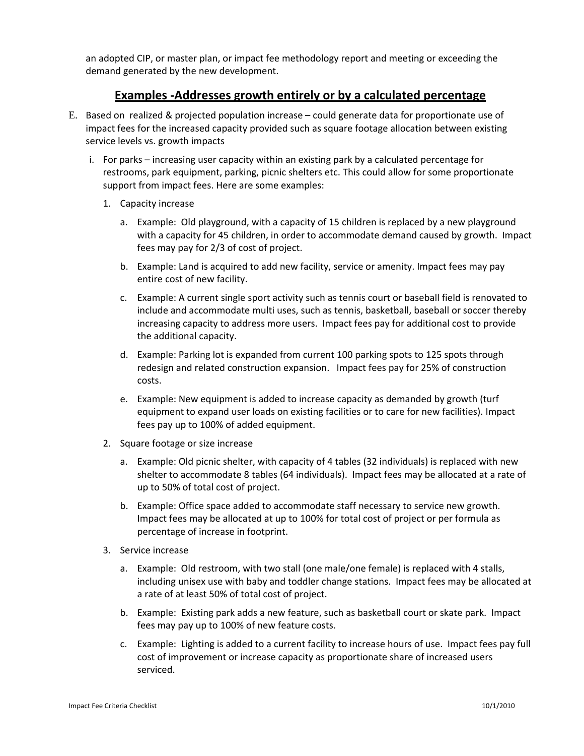an adopted CIP, or master plan, or impact fee methodology report and meeting or exceeding the demand generated by the new development.

## <u>Examples -Addresses growth entirely or by a calculated percentage</u>

E. Based on realized & projected population increase – could generate data for proportionate use of impact fees for the increased capacity provided such as square footage allocation between existing service levels vs. growth impacts

   i. For parks – increasing user capacity within an existing park by a calculated percentage for restrooms, park equipment, parking, picnic shelters etc. This could allow for some proportionate support from impact fees. Here are some examples:

      1. Capacity increase

         a. Example: Old playground, with a capacity of 15 children is replaced by a new playground with a capacity for 45 children, in order to accommodate demand caused by growth. Impact fees may pay for 2/3 of cost of project.

         b. Example: Land is acquired to add new facility, service or amenity. Impact fees may pay entire cost of new facility.

         c. Example: A current single sport activity such as tennis court or baseball field is renovated to include and accommodate multi uses, such as tennis, basketball, baseball or soccer thereby increasing capacity to address more users. Impact fees pay for additional cost to provide the additional capacity.

         d. Example: Parking lot is expanded from current 100 parking spots to 125 spots through redesign and related construction expansion. Impact fees pay for 25% of construction costs.

         e. Example: New equipment is added to increase capacity as demanded by growth (turf equipment to expand user loads on existing facilities or to care for new facilities). Impact fees pay up to 100% of added equipment.

      2. Square footage or size increase

         a. Example: Old picnic shelter, with capacity of 4 tables (32 individuals) is replaced with new shelter to accommodate 8 tables (64 individuals). Impact fees may be allocated at a rate of up to 50% of total cost of project.

         b. Example: Office space added to accommodate staff necessary to service new growth. Impact fees may be allocated at up to 100% for total cost of project or per formula as percentage of increase in footprint.

      3. Service increase

         a. Example: Old restroom, with two stall (one male/one female) is replaced with 4 stalls, including unisex use with baby and toddler change stations. Impact fees may be allocated at a rate of at least 50% of total cost of project.

         b. Example: Existing park adds a new feature, such as basketball court or skate park. Impact fees may pay up to 100% of new feature costs.

         c. Example: Lighting is added to a current facility to increase hours of use. Impact fees pay full cost of improvement or increase capacity as proportionate share of increased users serviced.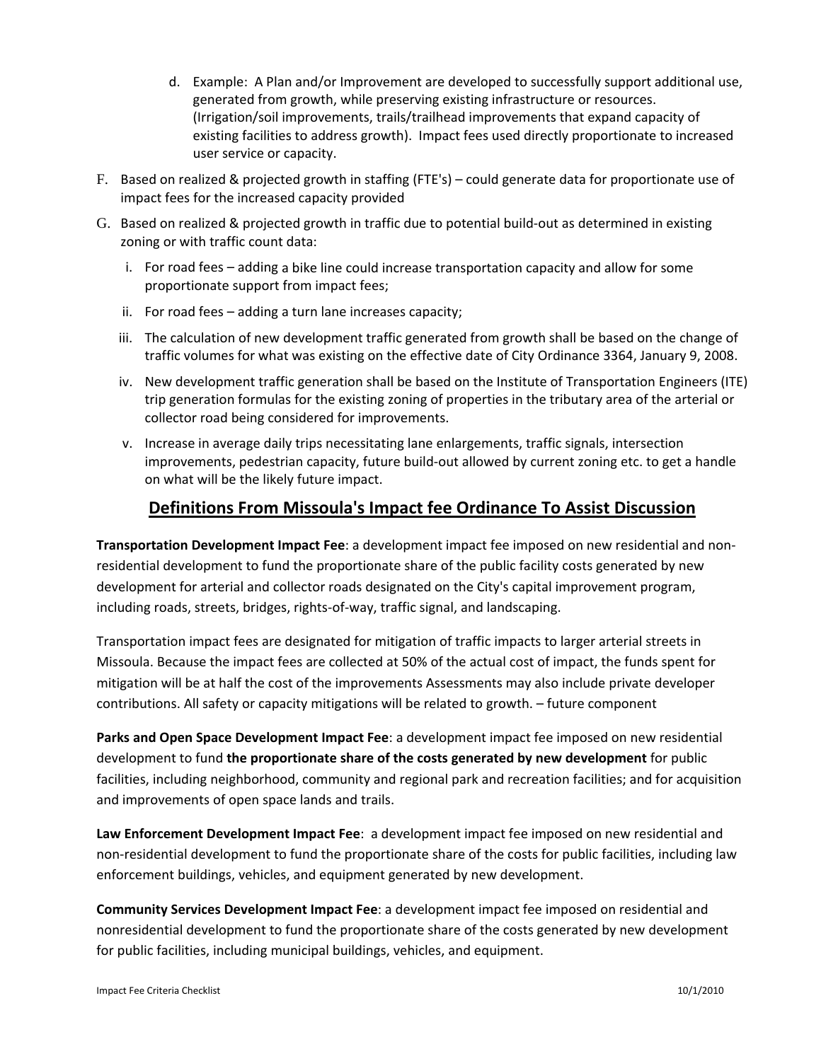d. Example: A Plan and/or Improvement are developed to successfully support additional use, generated from growth, while preserving existing infrastructure or resources. (Irrigation/soil improvements, trails/trailhead improvements that expand capacity of existing facilities to address growth). Impact fees used directly proportionate to increased user service or capacity.

F. Based on realized & projected growth in staffing (FTE's) – could generate data for proportionate use of impact fees for the increased capacity provided

G. Based on realized & projected growth in traffic due to potential build-out as determined in existing zoning or with traffic count data:

   i. For road fees – adding a bike line could increase transportation capacity and allow for some proportionate support from impact fees;

   ii. For road fees – adding a turn lane increases capacity;

   iii. The calculation of new development traffic generated from growth shall be based on the change of traffic volumes for what was existing on the effective date of City Ordinance 3364, January 9, 2008.

   iv. New development traffic generation shall be based on the Institute of Transportation Engineers (ITE) trip generation formulas for the existing zoning of properties in the tributary area of the arterial or collector road being considered for improvements.

   v. Increase in average daily trips necessitating lane enlargements, traffic signals, intersection improvements, pedestrian capacity, future build-out allowed by current zoning etc. to get a handle on what will be the likely future impact.

## Definitions From Missoula's Impact fee Ordinance To Assist Discussion

**Transportation Development Impact Fee**: a development impact fee imposed on new residential and non-residential development to fund the proportionate share of the public facility costs generated by new development for arterial and collector roads designated on the City's capital improvement program, including roads, streets, bridges, rights-of-way, traffic signal, and landscaping.

Transportation impact fees are designated for mitigation of traffic impacts to larger arterial streets in Missoula. Because the impact fees are collected at 50% of the actual cost of impact, the funds spent for mitigation will be at half the cost of the improvements Assessments may also include private developer contributions. All safety or capacity mitigations will be related to growth. – future component

**Parks and Open Space Development Impact Fee**: a development impact fee imposed on new residential development to fund **the proportionate share of the costs generated by new development** for public facilities, including neighborhood, community and regional park and recreation facilities; and for acquisition and improvements of open space lands and trails.

**Law Enforcement Development Impact Fee**: a development impact fee imposed on new residential and non-residential development to fund the proportionate share of the costs for public facilities, including law enforcement buildings, vehicles, and equipment generated by new development.

**Community Services Development Impact Fee**: a development impact fee imposed on residential and nonresidential development to fund the proportionate share of the costs generated by new development for public facilities, including municipal buildings, vehicles, and equipment.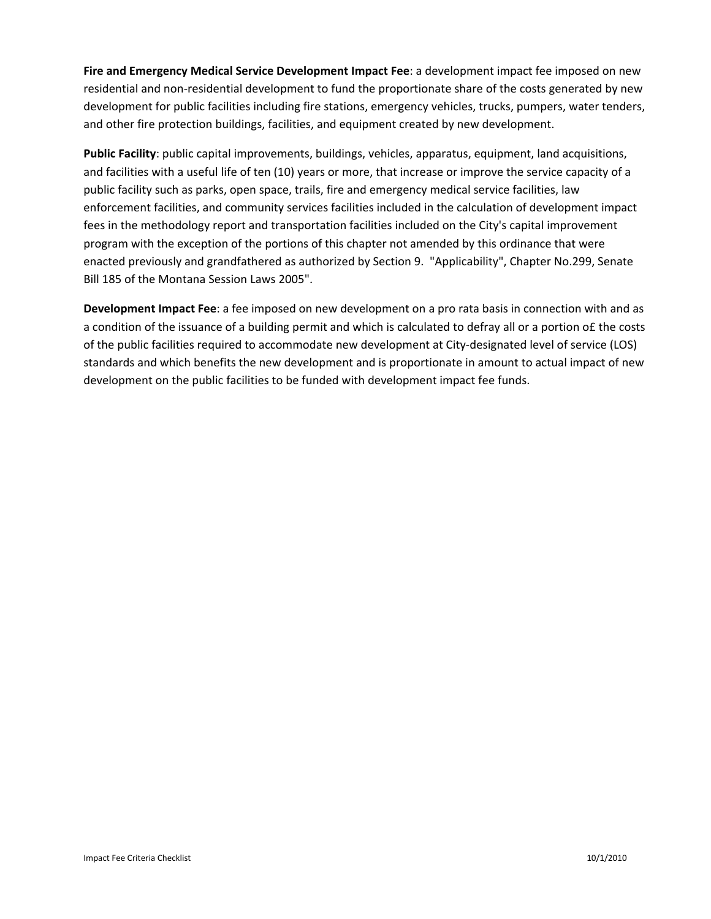**Fire and Emergency Medical Service Development Impact Fee**: a development impact fee imposed on new residential and non-residential development to fund the proportionate share of the costs generated by new development for public facilities including fire stations, emergency vehicles, trucks, pumpers, water tenders, and other fire protection buildings, facilities, and equipment created by new development.

**Public Facility**: public capital improvements, buildings, vehicles, apparatus, equipment, land acquisitions, and facilities with a useful life of ten (10) years or more, that increase or improve the service capacity of a public facility such as parks, open space, trails, fire and emergency medical service facilities, law enforcement facilities, and community services facilities included in the calculation of development impact fees in the methodology report and transportation facilities included on the City's capital improvement program with the exception of the portions of this chapter not amended by this ordinance that were enacted previously and grandfathered as authorized by Section 9. "Applicability", Chapter No.299, Senate Bill 185 of the Montana Session Laws 2005".

**Development Impact Fee**: a fee imposed on new development on a pro rata basis in connection with and as a condition of the issuance of a building permit and which is calculated to defray all or a portion o£ the costs of the public facilities required to accommodate new development at City-designated level of service (LOS) standards and which benefits the new development and is proportionate in amount to actual impact of new development on the public facilities to be funded with development impact fee funds.